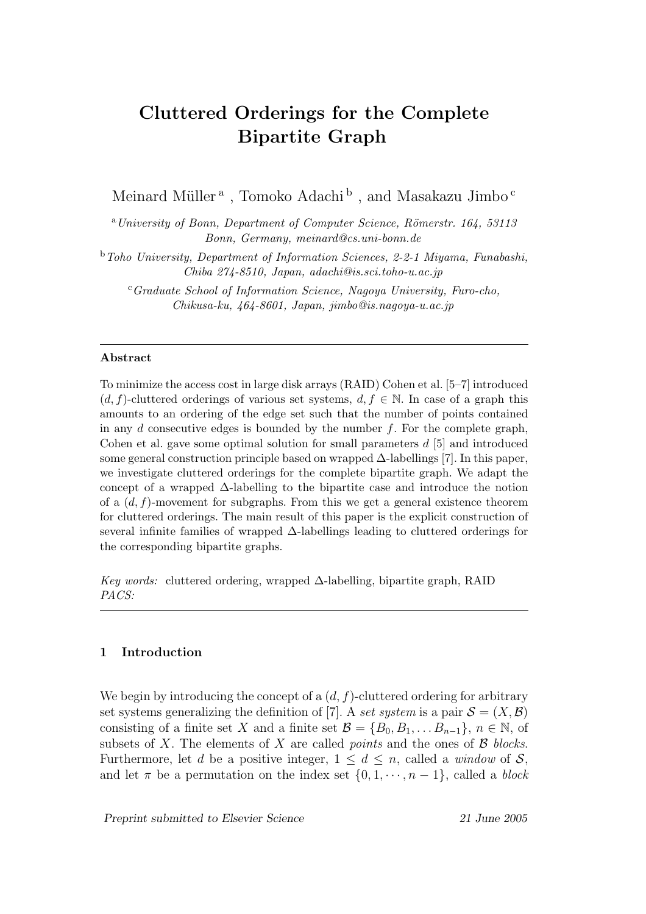# Cluttered Orderings for the Complete Bipartite Graph

Meinard Müller [a], Tomoko Adachi [b], and Masakazu Jimbo [c]

[a] *University of Bonn, Department of Computer Science, Römerstr. 164, 53113 Bonn, Germany, meinard@cs.uni-bonn.de*

[b] *Toho University, Department of Information Sciences, 2-2-1 Miyama, Funabashi, Chiba 274-8510, Japan, adachi@is.sci.toho-u.ac.jp*

[c] *Graduate School of Information Science, Nagoya University, Furo-cho, Chikusa-ku, 464-8601, Japan, jimbo@is.nagoya-u.ac.jp*

---

**Abstract**

To minimize the access cost in large disk arrays (RAID) Cohen et al. [5–7] introduced $(d, f)$-cluttered orderings of various set systems, $d, f \in \mathbb{N}$. In case of a graph this amounts to an ordering of the edge set such that the number of points contained in any $d$ consecutive edges is bounded by the number $f$. For the complete graph, Cohen et al. gave some optimal solution for small parameters $d$ [5] and introduced some general construction principle based on wrapped $\Delta$-labellings [7]. In this paper, we investigate cluttered orderings for the complete bipartite graph. We adapt the concept of a wrapped $\Delta$-labelling to the bipartite case and introduce the notion of a $(d, f)$-movement for subgraphs. From this we get a general existence theorem for cluttered orderings. The main result of this paper is the explicit construction of several infinite families of wrapped $\Delta$-labellings leading to cluttered orderings for the corresponding bipartite graphs.

*Key words:* cluttered ordering, wrapped $\Delta$-labelling, bipartite graph, RAID
*PACS:*

---

## 1 Introduction

We begin by introducing the concept of a $(d, f)$-cluttered ordering for arbitrary set systems generalizing the definition of [7]. A *set system* is a pair $\mathcal{S} = (X, \mathcal{B})$ consisting of a finite set $X$ and a finite set $\mathcal{B} = \{B_0, B_1, \ldots B_{n-1}\}$, $n \in \mathbb{N}$, of subsets of $X$. The elements of $X$ are called *points* and the ones of $\mathcal{B}$ *blocks*. Furthermore, let $d$ be a positive integer, $1 \le d \le n$, called a *window* of $\mathcal{S}$, and let $\pi$ be a permutation on the index set $\{0, 1, \cdots, n-1\}$, called a *block*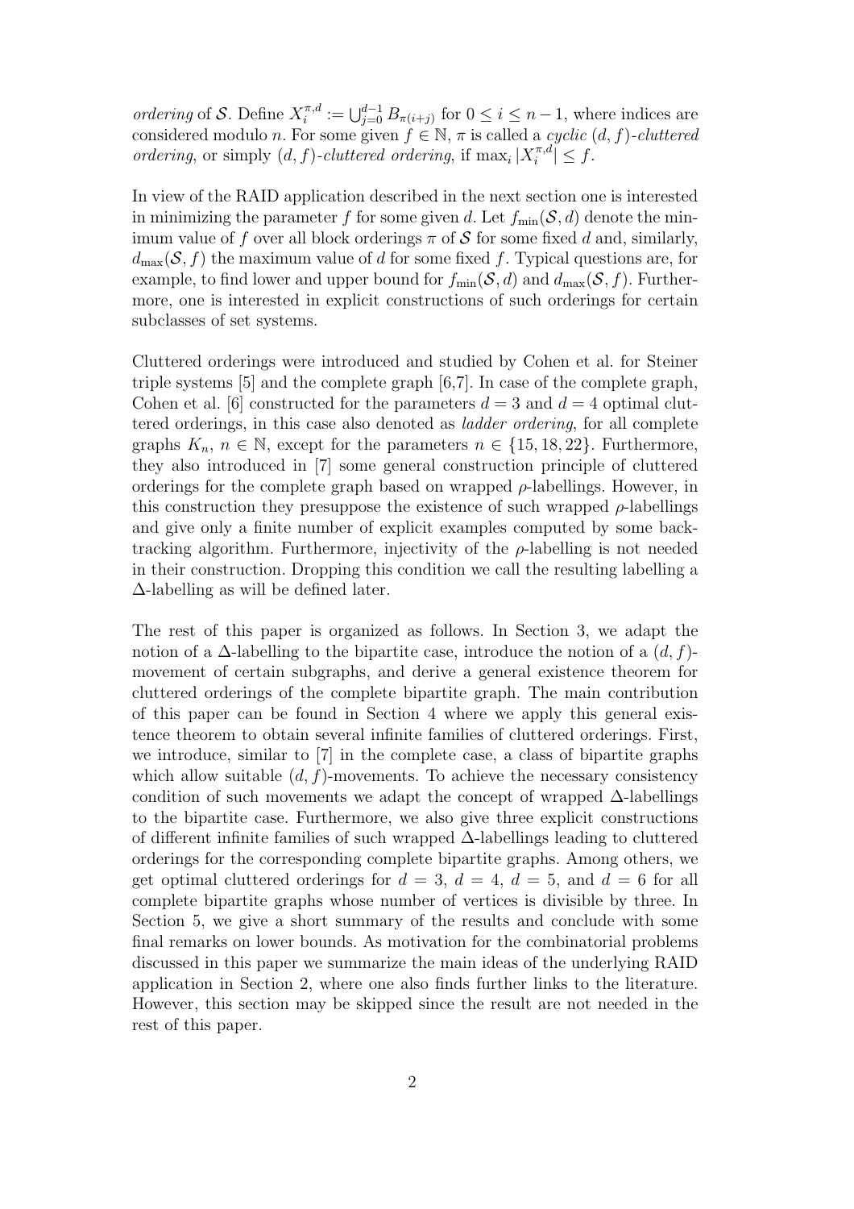*ordering* of $\mathcal{S}$. Define $X_i^{\pi,d} := \bigcup_{j=0}^{d-1} B_{\pi(i+j)}$ for $0 \leq i \leq n-1$, where indices are considered modulo $n$. For some given $f \in \mathbb{N}$, $\pi$ is called a *cyclic* $(d,f)$*-cluttered ordering*, or simply $(d,f)$*-cluttered ordering*, if $\max_i |X_i^{\pi,d}| \leq f$.

In view of the RAID application described in the next section one is interested in minimizing the parameter $f$ for some given $d$. Let $f_{\min}(\mathcal{S}, d)$ denote the minimum value of $f$ over all block orderings $\pi$ of $\mathcal{S}$ for some fixed $d$ and, similarly, $d_{\max}(\mathcal{S}, f)$ the maximum value of $d$ for some fixed $f$. Typical questions are, for example, to find lower and upper bound for $f_{\min}(\mathcal{S}, d)$ and $d_{\max}(\mathcal{S}, f)$. Furthermore, one is interested in explicit constructions of such orderings for certain subclasses of set systems.

Cluttered orderings were introduced and studied by Cohen et al. for Steiner triple systems [5] and the complete graph [6,7]. In case of the complete graph, Cohen et al. [6] constructed for the parameters $d = 3$ and $d = 4$ optimal cluttered orderings, in this case also denoted as *ladder ordering*, for all complete graphs $K_n$, $n \in \mathbb{N}$, except for the parameters $n \in \{15, 18, 22\}$. Furthermore, they also introduced in [7] some general construction principle of cluttered orderings for the complete graph based on wrapped $\rho$-labellings. However, in this construction they presuppose the existence of such wrapped $\rho$-labellings and give only a finite number of explicit examples computed by some backtracking algorithm. Furthermore, injectivity of the $\rho$-labelling is not needed in their construction. Dropping this condition we call the resulting labelling a $\Delta$-labelling as will be defined later.

The rest of this paper is organized as follows. In Section 3, we adapt the notion of a $\Delta$-labelling to the bipartite case, introduce the notion of a $(d,f)$-movement of certain subgraphs, and derive a general existence theorem for cluttered orderings of the complete bipartite graph. The main contribution of this paper can be found in Section 4 where we apply this general existence theorem to obtain several infinite families of cluttered orderings. First, we introduce, similar to [7] in the complete case, a class of bipartite graphs which allow suitable $(d,f)$-movements. To achieve the necessary consistency condition of such movements we adapt the concept of wrapped $\Delta$-labellings to the bipartite case. Furthermore, we also give three explicit constructions of different infinite families of such wrapped $\Delta$-labellings leading to cluttered orderings for the corresponding complete bipartite graphs. Among others, we get optimal cluttered orderings for $d = 3$, $d = 4$, $d = 5$, and $d = 6$ for all complete bipartite graphs whose number of vertices is divisible by three. In Section 5, we give a short summary of the results and conclude with some final remarks on lower bounds. As motivation for the combinatorial problems discussed in this paper we summarize the main ideas of the underlying RAID application in Section 2, where one also finds further links to the literature. However, this section may be skipped since the result are not needed in the rest of this paper.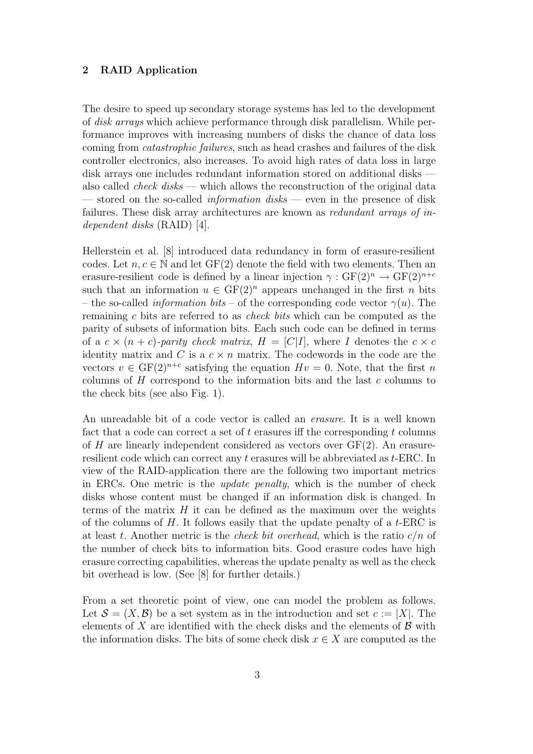## 2 RAID Application

The desire to speed up secondary storage systems has led to the development of *disk arrays* which achieve performance through disk parallelism. While performance improves with increasing numbers of disks the chance of data loss coming from *catastrophic failures*, such as head crashes and failures of the disk controller electronics, also increases. To avoid high rates of data loss in large disk arrays one includes redundant information stored on additional disks — also called *check disks* — which allows the reconstruction of the original data — stored on the so-called *information disks* — even in the presence of disk failures. These disk array architectures are known as *redundant arrays of independent disks* (RAID) [4].

Hellerstein et al. [8] introduced data redundancy in form of erasure-resilient codes. Let $n, c \in \mathbb{N}$ and let $\mathrm{GF}(2)$ denote the field with two elements. Then an erasure-resilient code is defined by a linear injection $\gamma : \mathrm{GF}(2)^n \to \mathrm{GF}(2)^{n+c}$ such that an information $u \in \mathrm{GF}(2)^n$ appears unchanged in the first $n$ bits – the so-called *information bits* – of the corresponding code vector $\gamma(u)$. The remaining $c$ bits are referred to as *check bits* which can be computed as the parity of subsets of information bits. Each such code can be defined in terms of a $c \times (n+c)$-*parity check matrix*, $H = [C|I]$, where $I$ denotes the $c \times c$ identity matrix and $C$ is a $c \times n$ matrix. The codewords in the code are the vectors $v \in \mathrm{GF}(2)^{n+c}$ satisfying the equation $Hv = 0$. Note, that the first $n$ columns of $H$ correspond to the information bits and the last $c$ columns to the check bits (see also Fig. 1).

An unreadable bit of a code vector is called an *erasure*. It is a well known fact that a code can correct a set of $t$ erasures iff the corresponding $t$ columns of $H$ are linearly independent considered as vectors over $\mathrm{GF}(2)$. An erasure-resilient code which can correct any $t$ erasures will be abbreviated as $t$-ERC. In view of the RAID-application there are the following two important metrics in ERCs. One metric is the *update penalty*, which is the number of check disks whose content must be changed if an information disk is changed. In terms of the matrix $H$ it can be defined as the maximum over the weights of the columns of $H$. It follows easily that the update penalty of a $t$-ERC is at least $t$. Another metric is the *check bit overhead*, which is the ratio $c/n$ of the number of check bits to information bits. Good erasure codes have high erasure correcting capabilities, whereas the update penalty as well as the check bit overhead is low. (See [8] for further details.)

From a set theoretic point of view, one can model the problem as follows. Let $\mathcal{S} = (X, \mathcal{B})$ be a set system as in the introduction and set $c := |X|$. The elements of $X$ are identified with the check disks and the elements of $\mathcal{B}$ with the information disks. The bits of some check disk $x \in X$ are computed as the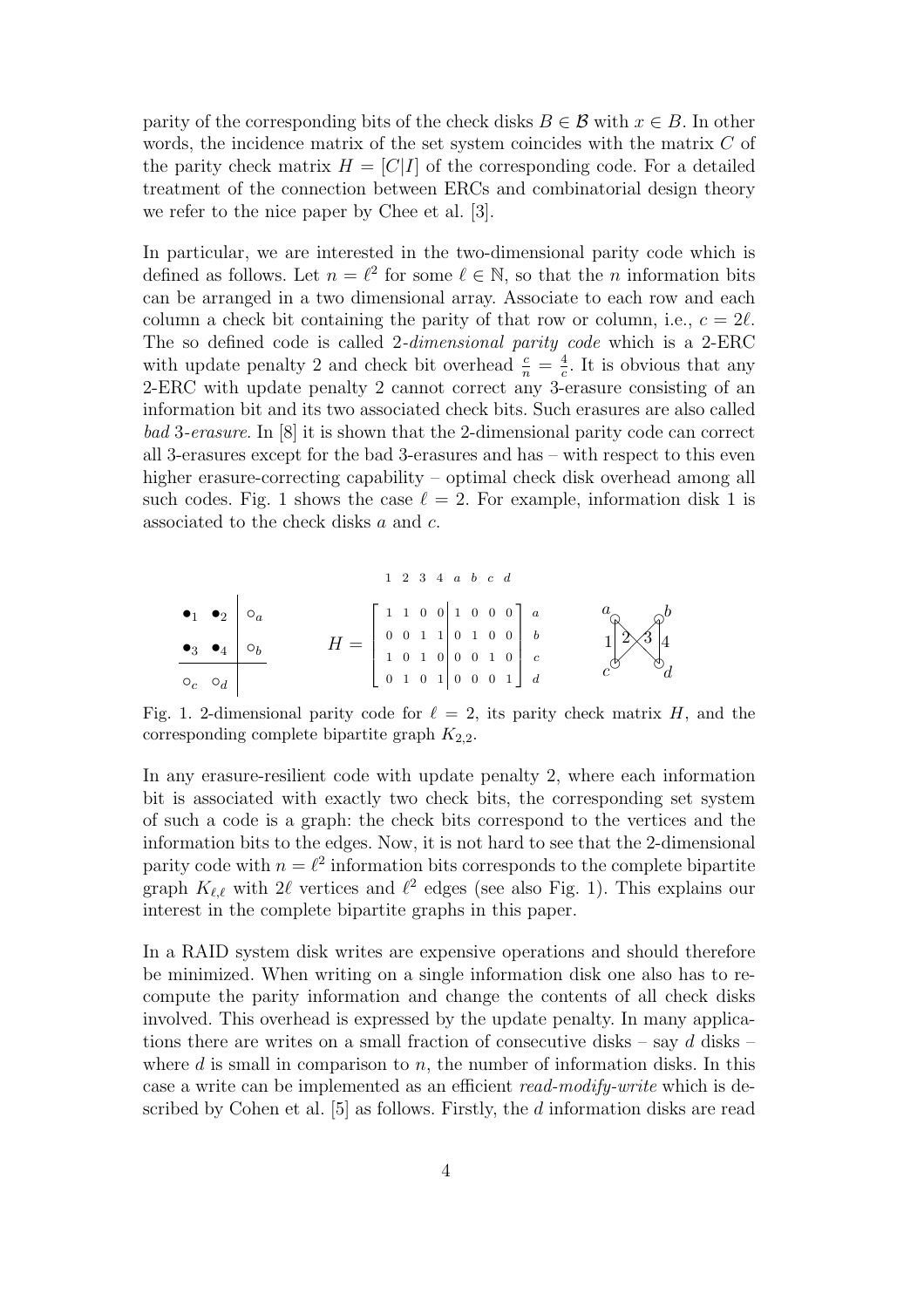parity of the corresponding bits of the check disks $B \in \mathcal{B}$ with $x \in B$. In other words, the incidence matrix of the set system coincides with the matrix $C$ of the parity check matrix $H = [C|I]$ of the corresponding code. For a detailed treatment of the connection between ERCs and combinatorial design theory we refer to the nice paper by Chee et al. [3].

In particular, we are interested in the two-dimensional parity code which is defined as follows. Let $n = \ell^2$ for some $\ell \in \mathbb{N}$, so that the $n$ information bits can be arranged in a two dimensional array. Associate to each row and each column a check bit containing the parity of that row or column, i.e., $c = 2\ell$. The so defined code is called *2-dimensional parity code* which is a 2-ERC with update penalty 2 and check bit overhead $\frac{c}{n} = \frac{4}{c}$. It is obvious that any 2-ERC with update penalty 2 cannot correct any 3-erasure consisting of an information bit and its two associated check bits. Such erasures are also called *bad 3-erasure*. In [8] it is shown that the 2-dimensional parity code can correct all 3-erasures except for the bad 3-erasures and has – with respect to this even higher erasure-correcting capability – optimal check disk overhead among all such codes. Fig. 1 shows the case $\ell = 2$. For example, information disk 1 is associated to the check disks $a$ and $c$.

$$
H = \begin{array}{c} \begin{matrix} 1 & 2 & 3 & 4 & a & b & c & d \end{matrix} \\ \left[\begin{array}{cccc|cccc} 1 & 1 & 0 & 0 & 1 & 0 & 0 & 0 \\ 0 & 0 & 1 & 1 & 0 & 1 & 0 & 0 \\ 1 & 0 & 1 & 0 & 0 & 0 & 1 & 0 \\ 0 & 1 & 0 & 1 & 0 & 0 & 0 & 1 \end{array}\right] \begin{matrix} a \\ b \\ c \\ d \end{matrix} \end{array}
$$

Fig. 1. 2-dimensional parity code for $\ell = 2$, its parity check matrix $H$, and the corresponding complete bipartite graph $K_{2,2}$.

In any erasure-resilient code with update penalty 2, where each information bit is associated with exactly two check bits, the corresponding set system of such a code is a graph: the check bits correspond to the vertices and the information bits to the edges. Now, it is not hard to see that the 2-dimensional parity code with $n = \ell^2$ information bits corresponds to the complete bipartite graph $K_{\ell,\ell}$ with $2\ell$ vertices and $\ell^2$ edges (see also Fig. 1). This explains our interest in the complete bipartite graphs in this paper.

In a RAID system disk writes are expensive operations and should therefore be minimized. When writing on a single information disk one also has to recompute the parity information and change the contents of all check disks involved. This overhead is expressed by the update penalty. In many applications there are writes on a small fraction of consecutive disks – say $d$ disks – where $d$ is small in comparison to $n$, the number of information disks. In this case a write can be implemented as an efficient *read-modify-write* which is described by Cohen et al. [5] as follows. Firstly, the $d$ information disks are read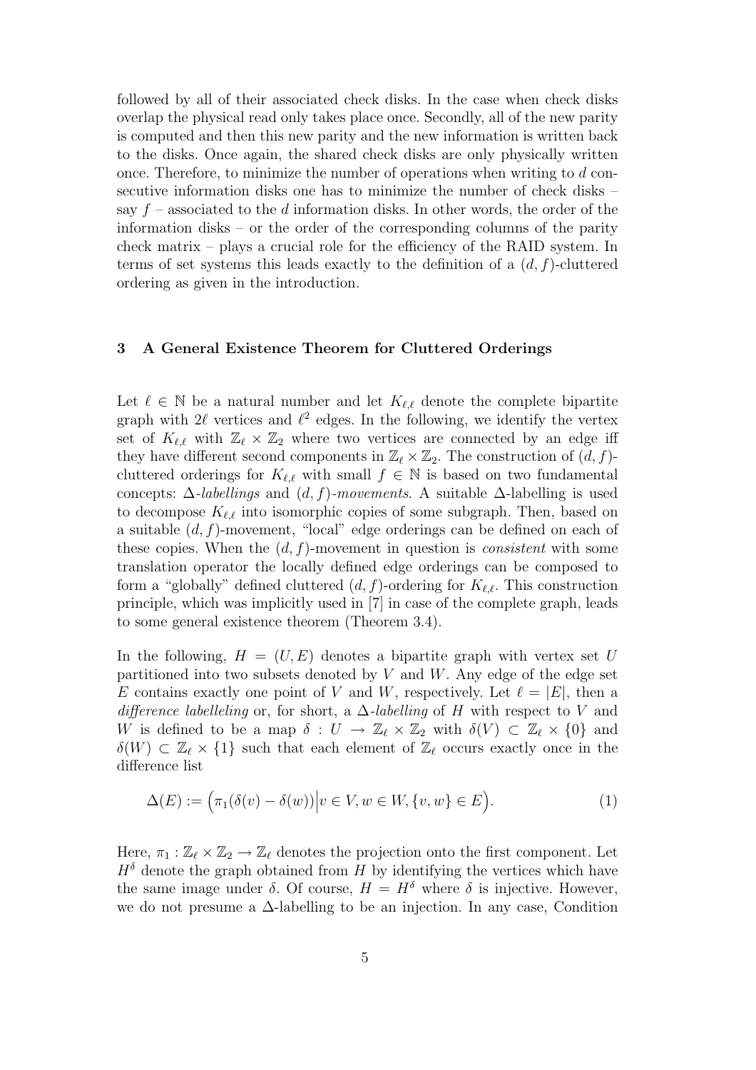followed by all of their associated check disks. In the case when check disks overlap the physical read only takes place once. Secondly, all of the new parity is computed and then this new parity and the new information is written back to the disks. Once again, the shared check disks are only physically written once. Therefore, to minimize the number of operations when writing to $d$ consecutive information disks one has to minimize the number of check disks – say $f$ – associated to the $d$ information disks. In other words, the order of the information disks – or the order of the corresponding columns of the parity check matrix – plays a crucial role for the efficiency of the RAID system. In terms of set systems this leads exactly to the definition of a $(d, f)$-cluttered ordering as given in the introduction.

## 3 A General Existence Theorem for Cluttered Orderings

Let $\ell \in \mathbb{N}$ be a natural number and let $K_{\ell,\ell}$ denote the complete bipartite graph with $2\ell$ vertices and $\ell^2$ edges. In the following, we identify the vertex set of $K_{\ell,\ell}$ with $\mathbb{Z}_\ell \times \mathbb{Z}_2$ where two vertices are connected by an edge iff they have different second components in $\mathbb{Z}_\ell \times \mathbb{Z}_2$. The construction of $(d, f)$-cluttered orderings for $K_{\ell,\ell}$ with small $f \in \mathbb{N}$ is based on two fundamental concepts: $\Delta$-*labellings* and $(d, f)$-*movements*. A suitable $\Delta$-labelling is used to decompose $K_{\ell,\ell}$ into isomorphic copies of some subgraph. Then, based on a suitable $(d, f)$-movement, "local" edge orderings can be defined on each of these copies. When the $(d, f)$-movement in question is *consistent* with some translation operator the locally defined edge orderings can be composed to form a "globally" defined cluttered $(d, f)$-ordering for $K_{\ell,\ell}$. This construction principle, which was implicitly used in [7] in case of the complete graph, leads to some general existence theorem (Theorem 3.4).

In the following, $H = (U, E)$ denotes a bipartite graph with vertex set $U$ partitioned into two subsets denoted by $V$ and $W$. Any edge of the edge set $E$ contains exactly one point of $V$ and $W$, respectively. Let $\ell = |E|$, then a *difference labelleling* or, for short, a $\Delta$-*labelling* of $H$ with respect to $V$ and $W$ is defined to be a map $\delta : U \to \mathbb{Z}_\ell \times \mathbb{Z}_2$ with $\delta(V) \subset \mathbb{Z}_\ell \times \{0\}$ and $\delta(W) \subset \mathbb{Z}_\ell \times \{1\}$ such that each element of $\mathbb{Z}_\ell$ occurs exactly once in the difference list

$$\Delta(E) := \Big(\pi_1(\delta(v) - \delta(w))\Big| v \in V, w \in W, \{v, w\} \in E\Big). \tag{1}$$

Here, $\pi_1 : \mathbb{Z}_\ell \times \mathbb{Z}_2 \to \mathbb{Z}_\ell$ denotes the projection onto the first component. Let $H^\delta$ denote the graph obtained from $H$ by identifying the vertices which have the same image under $\delta$. Of course, $H = H^\delta$ where $\delta$ is injective. However, we do not presume a $\Delta$-labelling to be an injection. In any case, Condition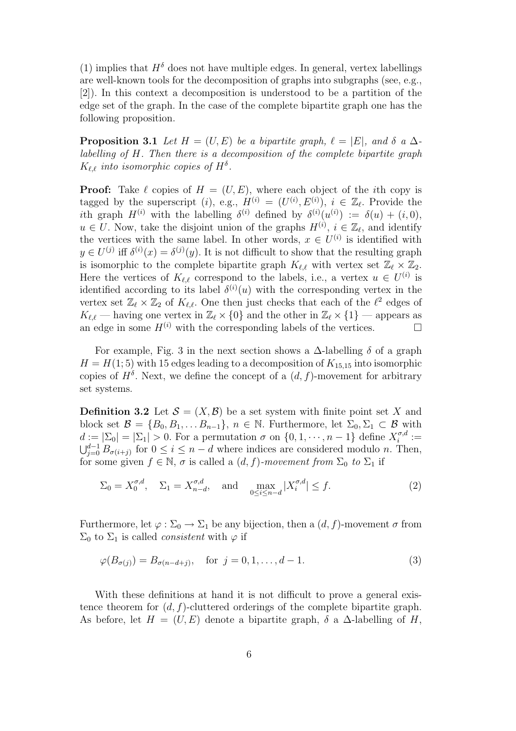(1) implies that $H^\delta$ does not have multiple edges. In general, vertex labellings are well-known tools for the decomposition of graphs into subgraphs (see, e.g., [2]). In this context a decomposition is understood to be a partition of the edge set of the graph. In the case of the complete bipartite graph one has the following proposition.

**Proposition 3.1** *Let $H = (U, E)$ be a bipartite graph, $\ell = |E|$, and $\delta$ a $\Delta$-labelling of $H$. Then there is a decomposition of the complete bipartite graph $K_{\ell,\ell}$ into isomorphic copies of $H^\delta$.*

**Proof:** Take $\ell$ copies of $H = (U, E)$, where each object of the $i$th copy is tagged by the superscript $(i)$, e.g., $H^{(i)} = (U^{(i)}, E^{(i)})$, $i \in \mathbb{Z}_\ell$. Provide the $i$th graph $H^{(i)}$ with the labelling $\delta^{(i)}$ defined by $\delta^{(i)}(u^{(i)}) := \delta(u) + (i, 0)$, $u \in U$. Now, take the disjoint union of the graphs $H^{(i)}$, $i \in \mathbb{Z}_\ell$, and identify the vertices with the same label. In other words, $x \in U^{(i)}$ is identified with $y \in U^{(j)}$ iff $\delta^{(i)}(x) = \delta^{(j)}(y)$. It is not difficult to show that the resulting graph is isomorphic to the complete bipartite graph $K_{\ell,\ell}$ with vertex set $\mathbb{Z}_\ell \times \mathbb{Z}_2$. Here the vertices of $K_{\ell,\ell}$ correspond to the labels, i.e., a vertex $u \in U^{(i)}$ is identified according to its label $\delta^{(i)}(u)$ with the corresponding vertex in the vertex set $\mathbb{Z}_\ell \times \mathbb{Z}_2$ of $K_{\ell,\ell}$. One then just checks that each of the $\ell^2$ edges of $K_{\ell,\ell}$ — having one vertex in $\mathbb{Z}_\ell \times \{0\}$ and the other in $\mathbb{Z}_\ell \times \{1\}$ — appears as an edge in some $H^{(i)}$ with the corresponding labels of the vertices. □

For example, Fig. 3 in the next section shows a $\Delta$-labelling $\delta$ of a graph $H = H(1; 5)$ with 15 edges leading to a decomposition of $K_{15,15}$ into isomorphic copies of $H^\delta$. Next, we define the concept of a $(d, f)$-movement for arbitrary set systems.

**Definition 3.2** Let $\mathcal{S} = (X, \mathcal{B})$ be a set system with finite point set $X$ and block set $\mathcal{B} = \{B_0, B_1, \dots B_{n-1}\}$, $n \in \mathbb{N}$. Furthermore, let $\Sigma_0, \Sigma_1 \subset \mathcal{B}$ with $d := |\Sigma_0| = |\Sigma_1| > 0$. For a permutation $\sigma$ on $\{0, 1, \cdots, n-1\}$ define $X_i^{\sigma,d} := \bigcup_{j=0}^{d-1} B_{\sigma(i+j)}$ for $0 \le i \le n-d$ where indices are considered modulo $n$. Then, for some given $f \in \mathbb{N}$, $\sigma$ is called a *$(d, f)$-movement from $\Sigma_0$ to $\Sigma_1$* if

$$\Sigma_0 = X_0^{\sigma,d}, \quad \Sigma_1 = X_{n-d}^{\sigma,d}, \quad \text{and} \quad \max_{0 \le i \le n-d} |X_i^{\sigma,d}| \le f. \tag{2}$$

Furthermore, let $\varphi : \Sigma_0 \to \Sigma_1$ be any bijection, then a $(d, f)$-movement $\sigma$ from $\Sigma_0$ to $\Sigma_1$ is called *consistent* with $\varphi$ if

$$\varphi(B_{\sigma(j)}) = B_{\sigma(n-d+j)}, \quad \text{for } j = 0, 1, \dots, d-1. \tag{3}$$

With these definitions at hand it is not difficult to prove a general existence theorem for $(d, f)$-cluttered orderings of the complete bipartite graph. As before, let $H = (U, E)$ denote a bipartite graph, $\delta$ a $\Delta$-labelling of $H$,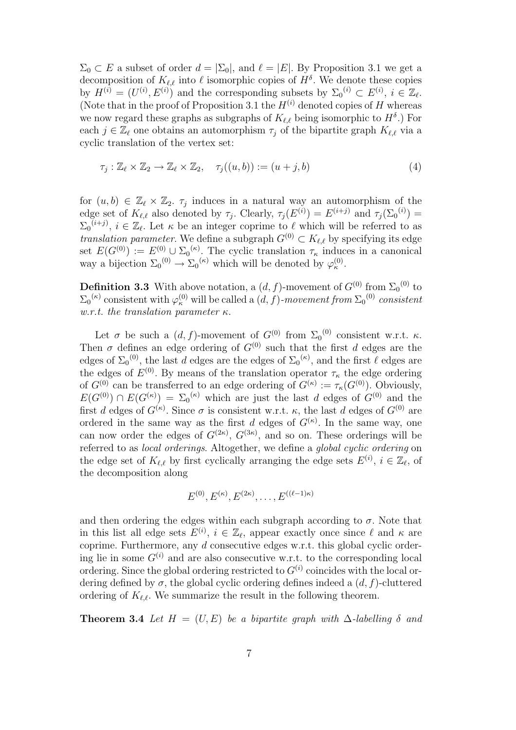$\Sigma_0 \subset E$ a subset of order $d = |\Sigma_0|$, and $\ell = |E|$. By Proposition 3.1 we get a decomposition of $K_{\ell,\ell}$ into $\ell$ isomorphic copies of $H^\delta$. We denote these copies by $H^{(i)} = (U^{(i)}, E^{(i)})$ and the corresponding subsets by ${\Sigma_0}^{(i)} \subset E^{(i)}$, $i \in \mathbb{Z}_\ell$. (Note that in the proof of Proposition 3.1 the $H^{(i)}$ denoted copies of $H$ whereas we now regard these graphs as subgraphs of $K_{\ell,\ell}$ being isomorphic to $H^\delta$.) For each $j \in \mathbb{Z}_\ell$ one obtains an automorphism $\tau_j$ of the bipartite graph $K_{\ell,\ell}$ via a cyclic translation of the vertex set:

$$\tau_j : \mathbb{Z}_\ell \times \mathbb{Z}_2 \to \mathbb{Z}_\ell \times \mathbb{Z}_2, \quad \tau_j((u, b)) := (u + j, b) \tag{4}$$

for $(u, b) \in \mathbb{Z}_\ell \times \mathbb{Z}_2$. $\tau_j$ induces in a natural way an automorphism of the edge set of $K_{\ell,\ell}$ also denoted by $\tau_j$. Clearly, $\tau_j(E^{(i)}) = E^{(i+j)}$ and $\tau_j({\Sigma_0}^{(i)}) = {\Sigma_0}^{(i+j)}$, $i \in \mathbb{Z}_\ell$. Let $\kappa$ be an integer coprime to $\ell$ which will be referred to as *translation parameter*. We define a subgraph $G^{(0)} \subset K_{\ell,\ell}$ by specifying its edge set $E(G^{(0)}) := E^{(0)} \cup {\Sigma_0}^{(\kappa)}$. The cyclic translation $\tau_\kappa$ induces in a canonical way a bijection ${\Sigma_0}^{(0)} \to {\Sigma_0}^{(\kappa)}$ which will be denoted by $\varphi_\kappa^{(0)}$.

**Definition 3.3** With above notation, a $(d, f)$-movement of $G^{(0)}$ from ${\Sigma_0}^{(0)}$ to ${\Sigma_0}^{(\kappa)}$ consistent with $\varphi_\kappa^{(0)}$ will be called a *$(d, f)$-movement from ${\Sigma_0}^{(0)}$ consistent w.r.t. the translation parameter $\kappa$*.

Let $\sigma$ be such a $(d, f)$-movement of $G^{(0)}$ from ${\Sigma_0}^{(0)}$ consistent w.r.t. $\kappa$. Then $\sigma$ defines an edge ordering of $G^{(0)}$ such that the first $d$ edges are the edges of ${\Sigma_0}^{(0)}$, the last $d$ edges are the edges of ${\Sigma_0}^{(\kappa)}$, and the first $\ell$ edges are the edges of $E^{(0)}$. By means of the translation operator $\tau_\kappa$ the edge ordering of $G^{(0)}$ can be transferred to an edge ordering of $G^{(\kappa)} := \tau_\kappa(G^{(0)})$. Obviously, $E(G^{(0)}) \cap E(G^{(\kappa)}) = {\Sigma_0}^{(\kappa)}$ which are just the last $d$ edges of $G^{(0)}$ and the first $d$ edges of $G^{(\kappa)}$. Since $\sigma$ is consistent w.r.t. $\kappa$, the last $d$ edges of $G^{(0)}$ are ordered in the same way as the first $d$ edges of $G^{(\kappa)}$. In the same way, one can now order the edges of $G^{(2\kappa)}$, $G^{(3\kappa)}$, and so on. These orderings will be referred to as *local orderings*. Altogether, we define a *global cyclic ordering* on the edge set of $K_{\ell,\ell}$ by first cyclically arranging the edge sets $E^{(i)}$, $i \in \mathbb{Z}_\ell$, of the decomposition along

$$E^{(0)}, E^{(\kappa)}, E^{(2\kappa)}, \ldots, E^{((\ell-1)\kappa)}$$

and then ordering the edges within each subgraph according to $\sigma$. Note that in this list all edge sets $E^{(i)}$, $i \in \mathbb{Z}_\ell$, appear exactly once since $\ell$ and $\kappa$ are coprime. Furthermore, any $d$ consecutive edges w.r.t. this global cyclic ordering lie in some $G^{(i)}$ and are also consecutive w.r.t. to the corresponding local ordering. Since the global ordering restricted to $G^{(i)}$ coincides with the local ordering defined by $\sigma$, the global cyclic ordering defines indeed a $(d, f)$-cluttered ordering of $K_{\ell,\ell}$. We summarize the result in the following theorem.

**Theorem 3.4** *Let $H = (U, E)$ be a bipartite graph with $\Delta$-labelling $\delta$ and*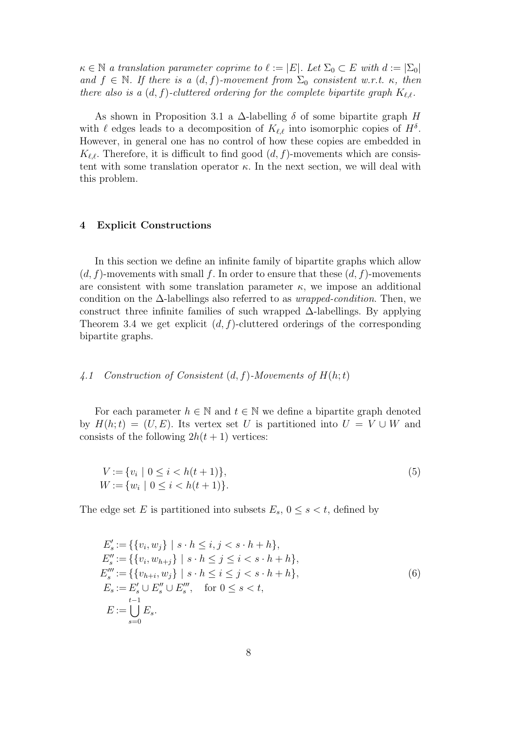*$\kappa \in \mathbb{N}$ a translation parameter coprime to $\ell := |E|$. Let $\Sigma_0 \subset E$ with $d := |\Sigma_0|$ and $f \in \mathbb{N}$. If there is a $(d, f)$-movement from $\Sigma_0$ consistent w.r.t. $\kappa$, then there also is a $(d, f)$-cluttered ordering for the complete bipartite graph $K_{\ell,\ell}$.*

As shown in Proposition 3.1 a $\Delta$-labelling $\delta$ of some bipartite graph $H$ with $\ell$ edges leads to a decomposition of $K_{\ell,\ell}$ into isomorphic copies of $H^\delta$. However, in general one has no control of how these copies are embedded in $K_{\ell,\ell}$. Therefore, it is difficult to find good $(d, f)$-movements which are consistent with some translation operator $\kappa$. In the next section, we will deal with this problem.

## 4 Explicit Constructions

In this section we define an infinite family of bipartite graphs which allow $(d, f)$-movements with small $f$. In order to ensure that these $(d, f)$-movements are consistent with some translation parameter $\kappa$, we impose an additional condition on the $\Delta$-labellings also referred to as *wrapped-condition*. Then, we construct three infinite families of such wrapped $\Delta$-labellings. By applying Theorem 3.4 we get explicit $(d, f)$-cluttered orderings of the corresponding bipartite graphs.

### *4.1 Construction of Consistent $(d, f)$-Movements of $H(h; t)$*

For each parameter $h \in \mathbb{N}$ and $t \in \mathbb{N}$ we define a bipartite graph denoted by $H(h; t) = (U, E)$. Its vertex set $U$ is partitioned into $U = V \cup W$ and consists of the following $2h(t + 1)$ vertices:

$$
\begin{aligned}
V &:= \{v_i \mid 0 \le i < h(t+1)\}, \\
W &:= \{w_i \mid 0 \le i < h(t+1)\}.
\end{aligned} \tag{5}
$$

The edge set $E$ is partitioned into subsets $E_s$, $0 \le s < t$, defined by

$$
\begin{aligned}
E'_s &:= \{\{v_i, w_j\} \mid s \cdot h \le i, j < s \cdot h + h\}, \\
E''_s &:= \{\{v_i, w_{h+j}\} \mid s \cdot h \le j \le i < s \cdot h + h\}, \\
E'''_s &:= \{\{v_{h+i}, w_j\} \mid s \cdot h \le i \le j < s \cdot h + h\}, \\
E_s &:= E'_s \cup E''_s \cup E'''_s, \quad \text{for } 0 \le s < t, \\
E &:= \bigcup_{s=0}^{t-1} E_s.
\end{aligned} \tag{6}
$$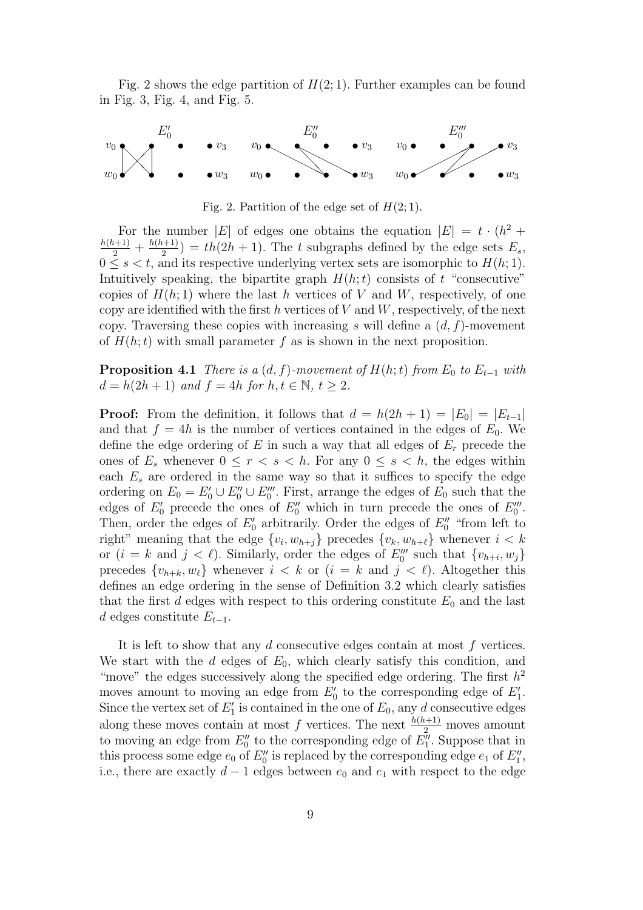Fig. 2 shows the edge partition of $H(2;1)$. Further examples can be found in Fig. 3, Fig. 4, and Fig. 5.

Fig. 2. Partition of the edge set of $H(2;1)$.

For the number $|E|$ of edges one obtains the equation $|E| = t \cdot (h^2 + \frac{h(h+1)}{2} + \frac{h(h+1)}{2}) = th(2h+1)$. The $t$ subgraphs defined by the edge sets $E_s$, $0 \leq s < t$, and its respective underlying vertex sets are isomorphic to $H(h;1)$. Intuitively speaking, the bipartite graph $H(h;t)$ consists of $t$ "consecutive" copies of $H(h;1)$ where the last $h$ vertices of $V$ and $W$, respectively, of one copy are identified with the first $h$ vertices of $V$ and $W$, respectively, of the next copy. Traversing these copies with increasing $s$ will define a $(d,f)$-movement of $H(h;t)$ with small parameter $f$ as is shown in the next proposition.

**Proposition 4.1** *There is a $(d,f)$-movement of $H(h;t)$ from $E_0$ to $E_{t-1}$ with $d = h(2h+1)$ and $f = 4h$ for $h, t \in \mathbb{N}$, $t \geq 2$.*

**Proof:** From the definition, it follows that $d = h(2h+1) = |E_0| = |E_{t-1}|$ and that $f = 4h$ is the number of vertices contained in the edges of $E_0$. We define the edge ordering of $E$ in such a way that all edges of $E_r$ precede the ones of $E_s$ whenever $0 \leq r < s < h$. For any $0 \leq s < h$, the edges within each $E_s$ are ordered in the same way so that it suffices to specify the edge ordering on $E_0 = E_0' \cup E_0'' \cup E_0'''$. First, arrange the edges of $E_0$ such that the edges of $E_0'$ precede the ones of $E_0''$ which in turn precede the ones of $E_0'''$. Then, order the edges of $E_0'$ arbitrarily. Order the edges of $E_0''$ "from left to right" meaning that the edge $\{v_i, w_{h+j}\}$ precedes $\{v_k, w_{h+\ell}\}$ whenever $i < k$ or ($i = k$ and $j < \ell$). Similarly, order the edges of $E_0'''$ such that $\{v_{h+i}, w_j\}$ precedes $\{v_{h+k}, w_\ell\}$ whenever $i < k$ or ($i = k$ and $j < \ell$). Altogether this defines an edge ordering in the sense of Definition 3.2 which clearly satisfies that the first $d$ edges with respect to this ordering constitute $E_0$ and the last $d$ edges constitute $E_{t-1}$.

It is left to show that any $d$ consecutive edges contain at most $f$ vertices. We start with the $d$ edges of $E_0$, which clearly satisfy this condition, and "move" the edges successively along the specified edge ordering. The first $h^2$ moves amount to moving an edge from $E_0'$ to the corresponding edge of $E_1'$. Since the vertex set of $E_1'$ is contained in the one of $E_0$, any $d$ consecutive edges along these moves contain at most $f$ vertices. The next $\frac{h(h+1)}{2}$ moves amount to moving an edge from $E_0''$ to the corresponding edge of $E_1''$. Suppose that in this process some edge $e_0$ of $E_0''$ is replaced by the corresponding edge $e_1$ of $E_1''$, i.e., there are exactly $d-1$ edges between $e_0$ and $e_1$ with respect to the edge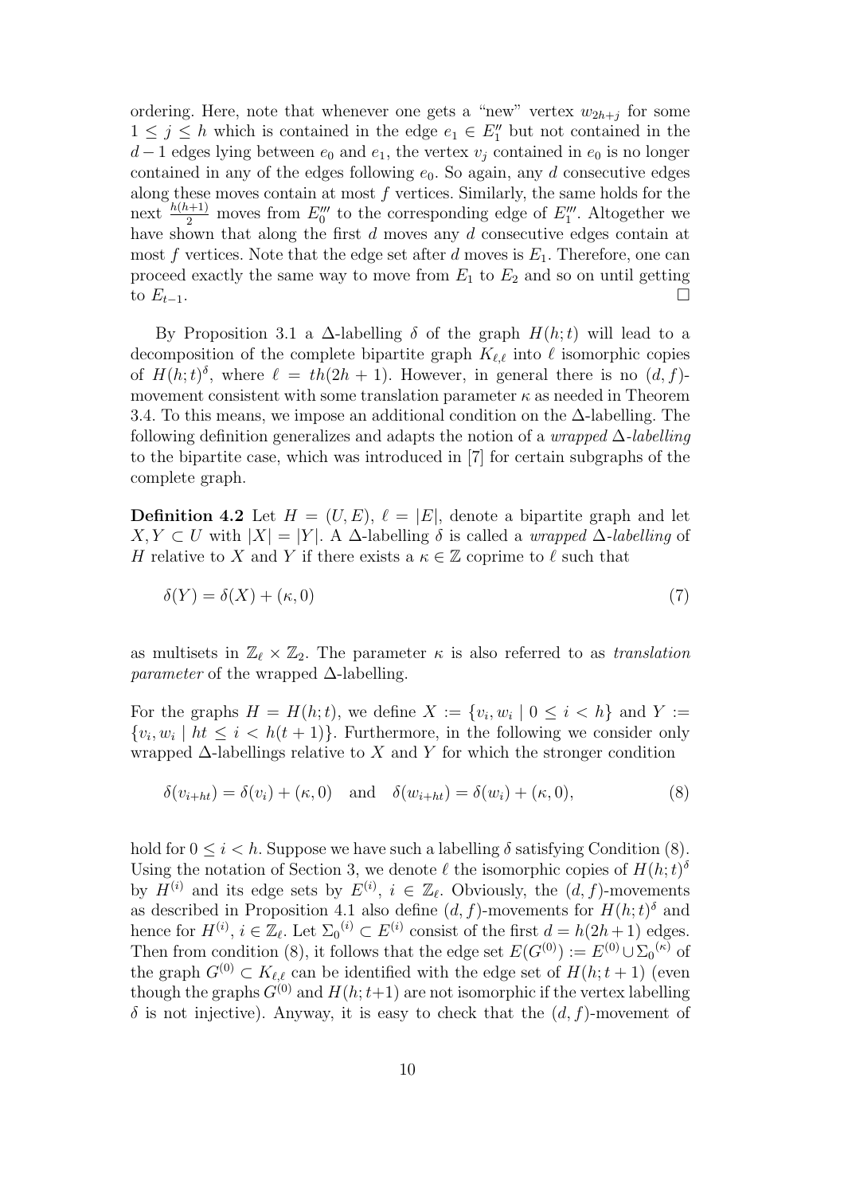ordering. Here, note that whenever one gets a "new" vertex $w_{2h+j}$ for some $1 \leq j \leq h$ which is contained in the edge $e_1 \in E_1''$ but not contained in the $d-1$ edges lying between $e_0$ and $e_1$, the vertex $v_j$ contained in $e_0$ is no longer contained in any of the edges following $e_0$. So again, any $d$ consecutive edges along these moves contain at most $f$ vertices. Similarly, the same holds for the next $\frac{h(h+1)}{2}$ moves from $E_0'''$ to the corresponding edge of $E_1'''$. Altogether we have shown that along the first $d$ moves any $d$ consecutive edges contain at most $f$ vertices. Note that the edge set after $d$ moves is $E_1$. Therefore, one can proceed exactly the same way to move from $E_1$ to $E_2$ and so on until getting to $E_{t-1}$. □

By Proposition 3.1 a $\Delta$-labelling $\delta$ of the graph $H(h;t)$ will lead to a decomposition of the complete bipartite graph $K_{\ell,\ell}$ into $\ell$ isomorphic copies of $H(h;t)^\delta$, where $\ell = th(2h+1)$. However, in general there is no $(d,f)$-movement consistent with some translation parameter $\kappa$ as needed in Theorem 3.4. To this means, we impose an additional condition on the $\Delta$-labelling. The following definition generalizes and adapts the notion of a *wrapped $\Delta$-labelling* to the bipartite case, which was introduced in [7] for certain subgraphs of the complete graph.

**Definition 4.2** Let $H = (U,E)$, $\ell = |E|$, denote a bipartite graph and let $X, Y \subset U$ with $|X| = |Y|$. A $\Delta$-labelling $\delta$ is called a *wrapped $\Delta$-labelling* of $H$ relative to $X$ and $Y$ if there exists a $\kappa \in \mathbb{Z}$ coprime to $\ell$ such that

$$\delta(Y) = \delta(X) + (\kappa, 0) \tag{7}$$

as multisets in $\mathbb{Z}_\ell \times \mathbb{Z}_2$. The parameter $\kappa$ is also referred to as *translation parameter* of the wrapped $\Delta$-labelling.

For the graphs $H = H(h;t)$, we define $X := \{v_i, w_i \mid 0 \leq i < h\}$ and $Y := \{v_i, w_i \mid ht \leq i < h(t+1)\}$. Furthermore, in the following we consider only wrapped $\Delta$-labellings relative to $X$ and $Y$ for which the stronger condition

$$\delta(v_{i+ht}) = \delta(v_i) + (\kappa, 0) \quad \text{and} \quad \delta(w_{i+ht}) = \delta(w_i) + (\kappa, 0), \tag{8}$$

hold for $0 \leq i < h$. Suppose we have such a labelling $\delta$ satisfying Condition (8). Using the notation of Section 3, we denote $\ell$ the isomorphic copies of $H(h;t)^\delta$ by $H^{(i)}$ and its edge sets by $E^{(i)}$, $i \in \mathbb{Z}_\ell$. Obviously, the $(d,f)$-movements as described in Proposition 4.1 also define $(d,f)$-movements for $H(h;t)^\delta$ and hence for $H^{(i)}$, $i \in \mathbb{Z}_\ell$. Let ${\Sigma_0}^{(i)} \subset E^{(i)}$ consist of the first $d = h(2h+1)$ edges. Then from condition (8), it follows that the edge set $E(G^{(0)}) := E^{(0)} \cup {\Sigma_0}^{(\kappa)}$ of the graph $G^{(0)} \subset K_{\ell,\ell}$ can be identified with the edge set of $H(h;t+1)$ (even though the graphs $G^{(0)}$ and $H(h;t+1)$ are not isomorphic if the vertex labelling $\delta$ is not injective). Anyway, it is easy to check that the $(d,f)$-movement of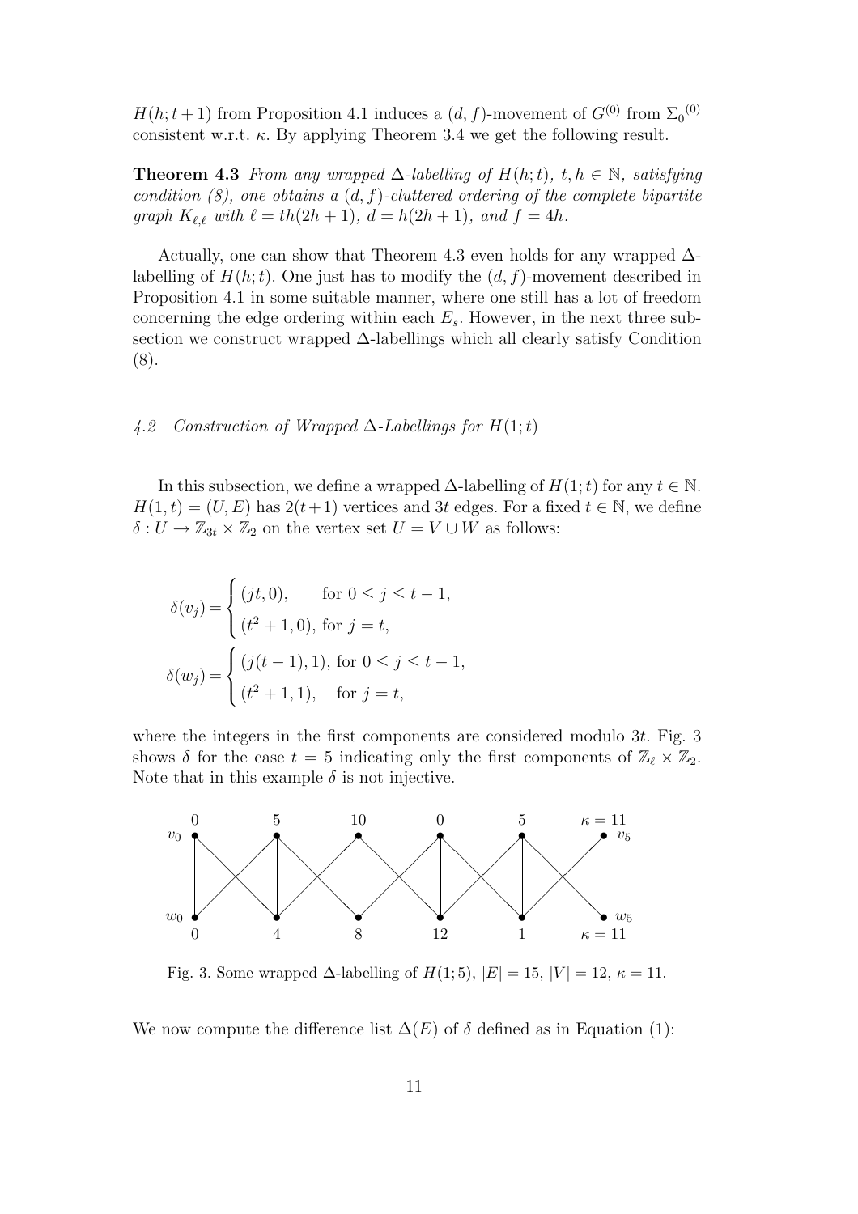$H(h;t+1)$ from Proposition 4.1 induces a $(d,f)$-movement of $G^{(0)}$ from ${\Sigma_0}^{(0)}$ consistent w.r.t. $\kappa$. By applying Theorem 3.4 we get the following result.

**Theorem 4.3** *From any wrapped $\Delta$-labelling of $H(h;t)$, $t,h \in \mathbb{N}$, satisfying condition (8), one obtains a $(d,f)$-cluttered ordering of the complete bipartite graph $K_{\ell,\ell}$ with $\ell = th(2h+1)$, $d = h(2h+1)$, and $f = 4h$.*

Actually, one can show that Theorem 4.3 even holds for any wrapped $\Delta$-labelling of $H(h;t)$. One just has to modify the $(d,f)$-movement described in Proposition 4.1 in some suitable manner, where one still has a lot of freedom concerning the edge ordering within each $E_s$. However, in the next three subsection we construct wrapped $\Delta$-labellings which all clearly satisfy Condition (8).

### *4.2 Construction of Wrapped $\Delta$-Labellings for $H(1;t)$*

In this subsection, we define a wrapped $\Delta$-labelling of $H(1;t)$ for any $t \in \mathbb{N}$. $H(1,t) = (U,E)$ has $2(t+1)$ vertices and $3t$ edges. For a fixed $t \in \mathbb{N}$, we define $\delta : U \to \mathbb{Z}_{3t} \times \mathbb{Z}_2$ on the vertex set $U = V \cup W$ as follows:

$$\delta(v_j) = \begin{cases} (jt, 0), & \text{for } 0 \le j \le t-1, \\ (t^2+1, 0), & \text{for } j = t, \end{cases}$$

$$\delta(w_j) = \begin{cases} (j(t-1), 1), & \text{for } 0 \le j \le t-1, \\ (t^2+1, 1), & \text{for } j = t, \end{cases}$$

where the integers in the first components are considered modulo $3t$. Fig. 3 shows $\delta$ for the case $t = 5$ indicating only the first components of $\mathbb{Z}_\ell \times \mathbb{Z}_2$. Note that in this example $\delta$ is not injective.

Fig. 3. Some wrapped $\Delta$-labelling of $H(1;5)$, $|E| = 15$, $|V| = 12$, $\kappa = 11$.

We now compute the difference list $\Delta(E)$ of $\delta$ defined as in Equation (1):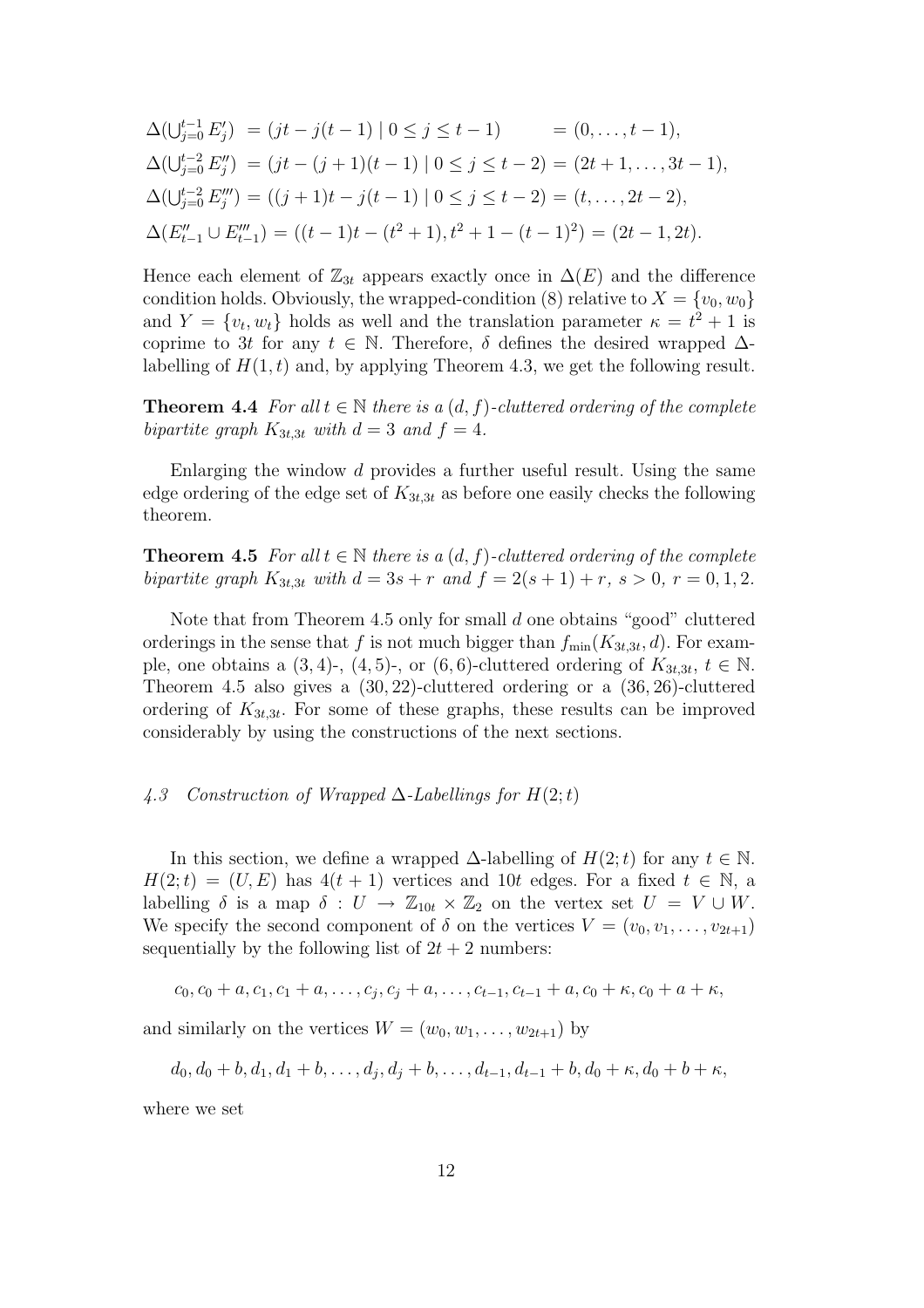$$\begin{aligned}
\Delta(\textstyle\bigcup_{j=0}^{t-1} E'_j) &= (jt - j(t-1) \mid 0 \le j \le t-1) &&= (0, \dots, t-1), \\
\Delta(\textstyle\bigcup_{j=0}^{t-2} E''_j) &= (jt - (j+1)(t-1) \mid 0 \le j \le t-2) &&= (2t+1, \dots, 3t-1), \\
\Delta(\textstyle\bigcup_{j=0}^{t-2} E'''_j) &= ((j+1)t - j(t-1) \mid 0 \le j \le t-2) &&= (t, \dots, 2t-2), \\
\Delta(E''_{t-1} \cup E'''_{t-1}) &= ((t-1)t - (t^2+1), t^2+1-(t-1)^2) &&= (2t-1, 2t).
\end{aligned}$$

Hence each element of $\mathbb{Z}_{3t}$ appears exactly once in $\Delta(E)$ and the difference condition holds. Obviously, the wrapped-condition (8) relative to $X = \{v_0, w_0\}$ and $Y = \{v_t, w_t\}$ holds as well and the translation parameter $\kappa = t^2 + 1$ is coprime to $3t$ for any $t \in \mathbb{N}$. Therefore, $\delta$ defines the desired wrapped $\Delta$-labelling of $H(1,t)$ and, by applying Theorem 4.3, we get the following result.

**Theorem 4.4** *For all $t \in \mathbb{N}$ there is a $(d,f)$-cluttered ordering of the complete bipartite graph $K_{3t,3t}$ with $d = 3$ and $f = 4$.*

Enlarging the window $d$ provides a further useful result. Using the same edge ordering of the edge set of $K_{3t,3t}$ as before one easily checks the following theorem.

**Theorem 4.5** *For all $t \in \mathbb{N}$ there is a $(d,f)$-cluttered ordering of the complete bipartite graph $K_{3t,3t}$ with $d = 3s + r$ and $f = 2(s+1) + r$, $s > 0$, $r = 0, 1, 2$.*

Note that from Theorem 4.5 only for small $d$ one obtains "good" cluttered orderings in the sense that $f$ is not much bigger than $f_{\min}(K_{3t,3t}, d)$. For example, one obtains a $(3,4)$-, $(4,5)$-, or $(6,6)$-cluttered ordering of $K_{3t,3t}$, $t \in \mathbb{N}$. Theorem 4.5 also gives a $(30,22)$-cluttered ordering or a $(36,26)$-cluttered ordering of $K_{3t,3t}$. For some of these graphs, these results can be improved considerably by using the constructions of the next sections.

### *4.3 Construction of Wrapped $\Delta$-Labellings for $H(2;t)$*

In this section, we define a wrapped $\Delta$-labelling of $H(2;t)$ for any $t \in \mathbb{N}$. $H(2;t) = (U,E)$ has $4(t+1)$ vertices and $10t$ edges. For a fixed $t \in \mathbb{N}$, a labelling $\delta$ is a map $\delta : U \to \mathbb{Z}_{10t} \times \mathbb{Z}_2$ on the vertex set $U = V \cup W$. We specify the second component of $\delta$ on the vertices $V = (v_0, v_1, \dots, v_{2t+1})$ sequentially by the following list of $2t+2$ numbers:

$$c_0, c_0 + a, c_1, c_1 + a, \dots, c_j, c_j + a, \dots, c_{t-1}, c_{t-1} + a, c_0 + \kappa, c_0 + a + \kappa,$$

and similarly on the vertices $W = (w_0, w_1, \dots, w_{2t+1})$ by

$$d_0, d_0 + b, d_1, d_1 + b, \dots, d_j, d_j + b, \dots, d_{t-1}, d_{t-1} + b, d_0 + \kappa, d_0 + b + \kappa,$$

where we set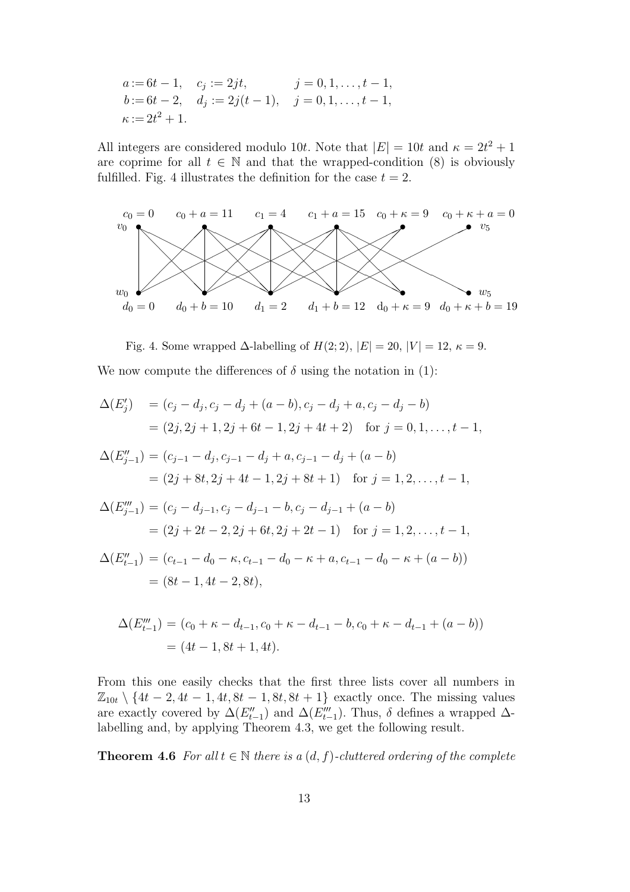$$
\begin{aligned}
a &:= 6t-1, \quad c_j := 2jt, \qquad\quad j = 0,1,\ldots,t-1,\\
b &:= 6t-2, \quad d_j := 2j(t-1), \quad j = 0,1,\ldots,t-1,\\
\kappa &:= 2t^2+1.
\end{aligned}
$$

All integers are considered modulo $10t$. Note that $|E| = 10t$ and $\kappa = 2t^2+1$ are coprime for all $t \in \mathbb{N}$ and that the wrapped-condition (8) is obviously fulfilled. Fig. 4 illustrates the definition for the case $t = 2$.

Fig. 4. Some wrapped $\Delta$-labelling of $H(2;2)$, $|E| = 20$, $|V| = 12$, $\kappa = 9$.

We now compute the differences of $\delta$ using the notation in (1):

$$
\begin{aligned}
\Delta(E'_j) &= (c_j - d_j, c_j - d_j + (a-b), c_j - d_j + a, c_j - d_j - b)\\
&= (2j, 2j+1, 2j+6t-1, 2j+4t+2) \quad \text{for } j = 0,1,\ldots,t-1,\\
\Delta(E''_{j-1}) &= (c_{j-1} - d_j, c_{j-1} - d_j + a, c_{j-1} - d_j + (a-b))\\
&= (2j+8t, 2j+4t-1, 2j+8t+1) \quad \text{for } j = 1,2,\ldots,t-1,\\
\Delta(E'''_{j-1}) &= (c_j - d_{j-1}, c_j - d_{j-1} - b, c_j - d_{j-1} + (a-b))\\
&= (2j+2t-2, 2j+6t, 2j+2t-1) \quad \text{for } j = 1,2,\ldots,t-1,\\
\Delta(E''_{t-1}) &= (c_{t-1} - d_0 - \kappa, c_{t-1} - d_0 - \kappa + a, c_{t-1} - d_0 - \kappa + (a-b))\\
&= (8t-1, 4t-2, 8t),
\end{aligned}
$$

$$
\begin{aligned}
\Delta(E'''_{t-1}) &= (c_0 + \kappa - d_{t-1}, c_0 + \kappa - d_{t-1} - b, c_0 + \kappa - d_{t-1} + (a-b))\\
&= (4t-1, 8t+1, 4t).
\end{aligned}
$$

From this one easily checks that the first three lists cover all numbers in $\mathbb{Z}_{10t} \setminus \{4t-2, 4t-1, 4t, 8t-1, 8t, 8t+1\}$ exactly once. The missing values are exactly covered by $\Delta(E''_{t-1})$ and $\Delta(E'''_{t-1})$. Thus, $\delta$ defines a wrapped $\Delta$-labelling and, by applying Theorem 4.3, we get the following result.

**Theorem 4.6** *For all $t \in \mathbb{N}$ there is a $(d,f)$-cluttered ordering of the complete*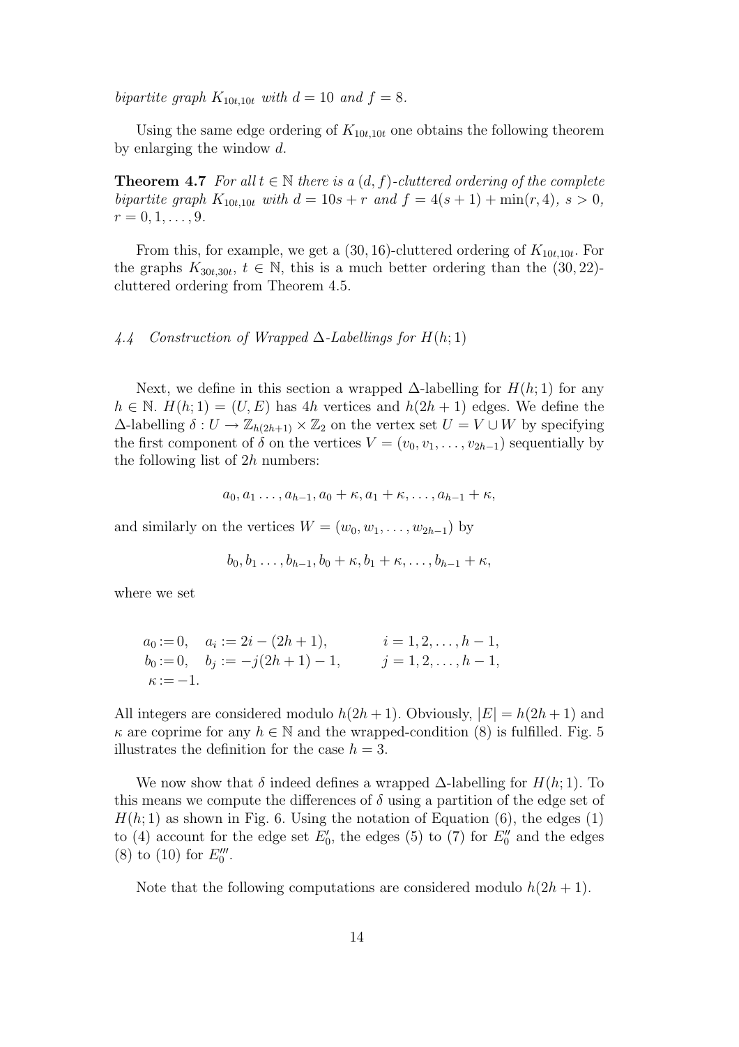*bipartite graph $K_{10t,10t}$ with $d = 10$ and $f = 8$.*

Using the same edge ordering of $K_{10t,10t}$ one obtains the following theorem by enlarging the window $d$.

**Theorem 4.7** *For all $t \in \mathbb{N}$ there is a $(d, f)$-cluttered ordering of the complete bipartite graph $K_{10t,10t}$ with $d = 10s + r$ and $f = 4(s + 1) + \min(r, 4)$, $s > 0$, $r = 0, 1, \ldots, 9$.*

From this, for example, we get a $(30, 16)$-cluttered ordering of $K_{10t,10t}$. For the graphs $K_{30t,30t}$, $t \in \mathbb{N}$, this is a much better ordering than the $(30, 22)$-cluttered ordering from Theorem 4.5.

### *4.4 Construction of Wrapped $\Delta$-Labellings for $H(h; 1)$*

Next, we define in this section a wrapped $\Delta$-labelling for $H(h; 1)$ for any $h \in \mathbb{N}$. $H(h; 1) = (U, E)$ has $4h$ vertices and $h(2h + 1)$ edges. We define the $\Delta$-labelling $\delta : U \to \mathbb{Z}_{h(2h+1)} \times \mathbb{Z}_2$ on the vertex set $U = V \cup W$ by specifying the first component of $\delta$ on the vertices $V = (v_0, v_1, \ldots, v_{2h-1})$ sequentially by the following list of $2h$ numbers:

$$a_0, a_1 \ldots, a_{h-1}, a_0 + \kappa, a_1 + \kappa, \ldots, a_{h-1} + \kappa,$$

and similarly on the vertices $W = (w_0, w_1, \ldots, w_{2h-1})$ by

$$b_0, b_1 \ldots, b_{h-1}, b_0 + \kappa, b_1 + \kappa, \ldots, b_{h-1} + \kappa,$$

where we set

$$\begin{aligned}
&a_0 := 0, \quad a_i := 2i - (2h + 1), && i = 1, 2, \ldots, h - 1,\\
&b_0 := 0, \quad b_j := -j(2h + 1) - 1, && j = 1, 2, \ldots, h - 1,\\
&\kappa := -1.
\end{aligned}$$

All integers are considered modulo $h(2h + 1)$. Obviously, $|E| = h(2h + 1)$ and $\kappa$ are coprime for any $h \in \mathbb{N}$ and the wrapped-condition (8) is fulfilled. Fig. 5 illustrates the definition for the case $h = 3$.

We now show that $\delta$ indeed defines a wrapped $\Delta$-labelling for $H(h; 1)$. To this means we compute the differences of $\delta$ using a partition of the edge set of $H(h; 1)$ as shown in Fig. 6. Using the notation of Equation (6), the edges (1) to (4) account for the edge set $E'_0$, the edges (5) to (7) for $E''_0$ and the edges (8) to (10) for $E'''_0$.

Note that the following computations are considered modulo $h(2h + 1)$.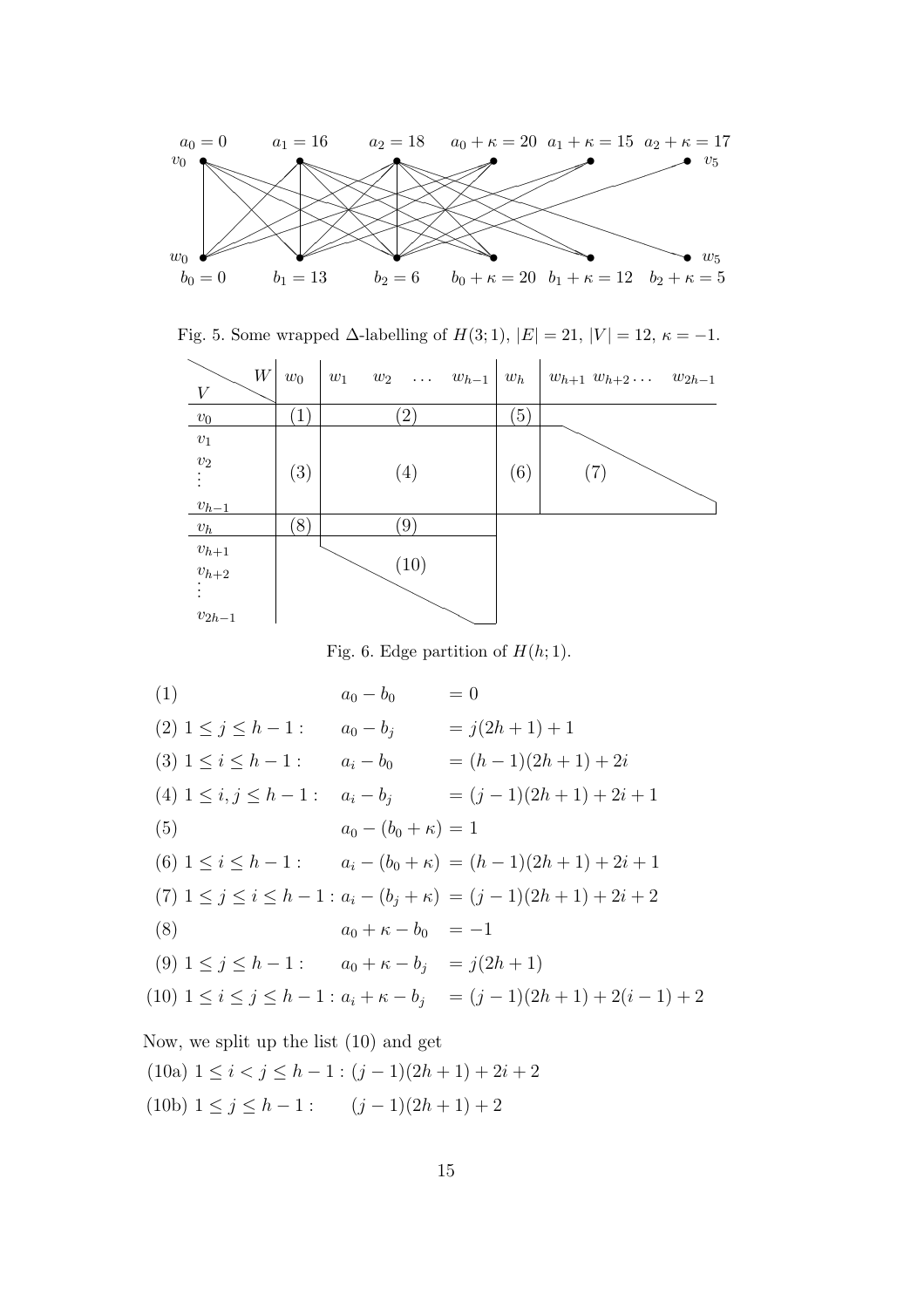Fig. 5. Some wrapped $\Delta$-labelling of $H(3;1)$, $|E| = 21$, $|V| = 12$, $\kappa = -1$.

Fig. 6. Edge partition of $H(h;1)$.

$$
\begin{array}{lll}
(1) & a_0 - b_0 & = 0 \\
(2)\ 1 \le j \le h-1: & a_0 - b_j & = j(2h+1)+1 \\
(3)\ 1 \le i \le h-1: & a_i - b_0 & = (h-1)(2h+1)+2i \\
(4)\ 1 \le i,j \le h-1: & a_i - b_j & = (j-1)(2h+1)+2i+1 \\
(5) & a_0 - (b_0+\kappa) & = 1 \\
(6)\ 1 \le i \le h-1: & a_i - (b_0+\kappa) & = (h-1)(2h+1)+2i+1 \\
(7)\ 1 \le j \le i \le h-1: & a_i - (b_j+\kappa) & = (j-1)(2h+1)+2i+2 \\
(8) & a_0+\kappa - b_0 & = -1 \\
(9)\ 1 \le j \le h-1: & a_0+\kappa - b_j & = j(2h+1) \\
(10)\ 1 \le i \le j \le h-1: & a_i+\kappa - b_j & = (j-1)(2h+1)+2(i-1)+2
\end{array}
$$

Now, we split up the list (10) and get

(10a) $1 \le i < j \le h-1 : (j-1)(2h+1) + 2i + 2$

(10b) $1 \le j \le h-1 : \quad (j-1)(2h+1) + 2$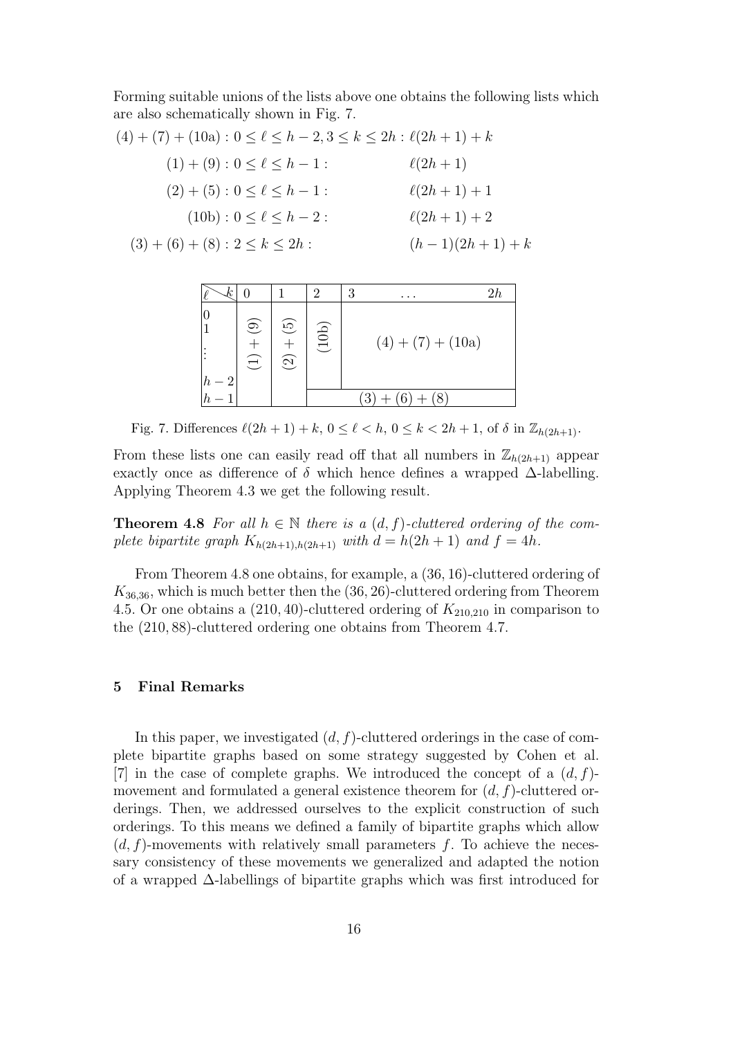Forming suitable unions of the lists above one obtains the following lists which are also schematically shown in Fig. 7.

$$
\begin{aligned}
(4)+(7)+(10\text{a}) &: 0 \le \ell \le h-2, 3 \le k \le 2h : && \ell(2h+1)+k \\
(1)+(9) &: 0 \le \ell \le h-1 : && \ell(2h+1) \\
(2)+(5) &: 0 \le \ell \le h-1 : && \ell(2h+1)+1 \\
(10\text{b}) &: 0 \le \ell \le h-2 : && \ell(2h+1)+2 \\
(3)+(6)+(8) &: 2 \le k \le 2h : && (h-1)(2h+1)+k
\end{aligned}
$$

| $\ell$ \ $k$ | 0 | 1 | 2 | 3 … $2h$ |
|---|---|---|---|---|
| $0, 1, \ldots, h-2$ | $(1)+(9)$ | $(2)+(5)$ | (10b) | $(4)+(7)+(10\text{a})$ |
| $h-1$ | $(1)+(9)$ | $(2)+(5)$ | $(3)+(6)+(8)$ | $(3)+(6)+(8)$ |

Fig. 7. Differences $\ell(2h+1)+k$, $0 \le \ell < h$, $0 \le k < 2h+1$, of $\delta$ in $\mathbb{Z}_{h(2h+1)}$.

From these lists one can easily read off that all numbers in $\mathbb{Z}_{h(2h+1)}$ appear exactly once as difference of $\delta$ which hence defines a wrapped $\Delta$-labelling. Applying Theorem 4.3 we get the following result.

**Theorem 4.8** *For all $h \in \mathbb{N}$ there is a $(d, f)$-cluttered ordering of the complete bipartite graph $K_{h(2h+1),h(2h+1)}$ with $d = h(2h+1)$ and $f = 4h$.*

From Theorem 4.8 one obtains, for example, a $(36, 16)$-cluttered ordering of $K_{36,36}$, which is much better then the $(36, 26)$-cluttered ordering from Theorem 4.5. Or one obtains a $(210, 40)$-cluttered ordering of $K_{210,210}$ in comparison to the $(210, 88)$-cluttered ordering one obtains from Theorem 4.7.

## 5 Final Remarks

In this paper, we investigated $(d, f)$-cluttered orderings in the case of complete bipartite graphs based on some strategy suggested by Cohen et al. [7] in the case of complete graphs. We introduced the concept of a $(d, f)$-movement and formulated a general existence theorem for $(d, f)$-cluttered orderings. Then, we addressed ourselves to the explicit construction of such orderings. To this means we defined a family of bipartite graphs which allow $(d, f)$-movements with relatively small parameters $f$. To achieve the necessary consistency of these movements we generalized and adapted the notion of a wrapped $\Delta$-labellings of bipartite graphs which was first introduced for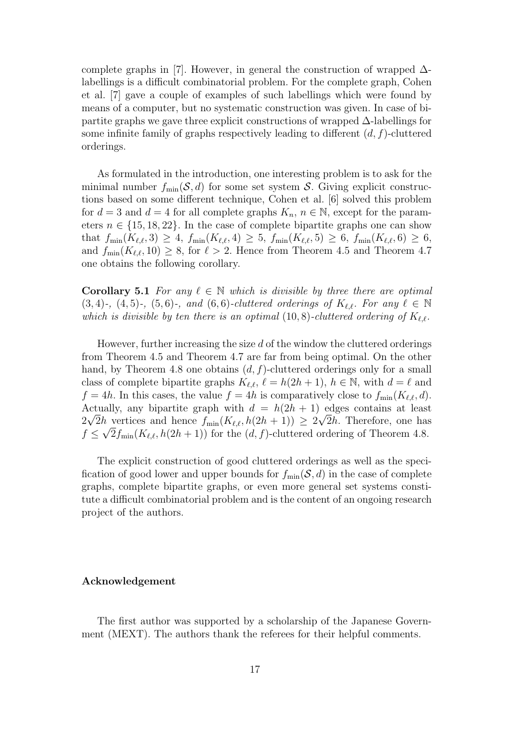complete graphs in [7]. However, in general the construction of wrapped $\Delta$-labellings is a difficult combinatorial problem. For the complete graph, Cohen et al. [7] gave a couple of examples of such labellings which were found by means of a computer, but no systematic construction was given. In case of bipartite graphs we gave three explicit constructions of wrapped $\Delta$-labellings for some infinite family of graphs respectively leading to different $(d, f)$-cluttered orderings.

As formulated in the introduction, one interesting problem is to ask for the minimal number $f_{\min}(\mathcal{S}, d)$ for some set system $\mathcal{S}$. Giving explicit constructions based on some different technique, Cohen et al. [6] solved this problem for $d = 3$ and $d = 4$ for all complete graphs $K_n$, $n \in \mathbb{N}$, except for the parameters $n \in \{15, 18, 22\}$. In the case of complete bipartite graphs one can show that $f_{\min}(K_{\ell,\ell}, 3) \geq 4$, $f_{\min}(K_{\ell,\ell}, 4) \geq 5$, $f_{\min}(K_{\ell,\ell}, 5) \geq 6$, $f_{\min}(K_{\ell,\ell}, 6) \geq 6$, and $f_{\min}(K_{\ell,\ell}, 10) \geq 8$, for $\ell > 2$. Hence from Theorem 4.5 and Theorem 4.7 one obtains the following corollary.

**Corollary 5.1** *For any $\ell \in \mathbb{N}$ which is divisible by three there are optimal $(3, 4)$-, $(4, 5)$-, $(5, 6)$-, and $(6, 6)$-cluttered orderings of $K_{\ell,\ell}$. For any $\ell \in \mathbb{N}$ which is divisible by ten there is an optimal $(10, 8)$-cluttered ordering of $K_{\ell,\ell}$.*

However, further increasing the size $d$ of the window the cluttered orderings from Theorem 4.5 and Theorem 4.7 are far from being optimal. On the other hand, by Theorem 4.8 one obtains $(d, f)$-cluttered orderings only for a small class of complete bipartite graphs $K_{\ell,\ell}$, $\ell = h(2h + 1)$, $h \in \mathbb{N}$, with $d = \ell$ and $f = 4h$. In this cases, the value $f = 4h$ is comparatively close to $f_{\min}(K_{\ell,\ell}, d)$. Actually, any bipartite graph with $d = h(2h + 1)$ edges contains at least $2\sqrt{2}h$ vertices and hence $f_{\min}(K_{\ell,\ell}, h(2h + 1)) \geq 2\sqrt{2}h$. Therefore, one has $f \leq \sqrt{2} f_{\min}(K_{\ell,\ell}, h(2h + 1))$ for the $(d, f)$-cluttered ordering of Theorem 4.8.

The explicit construction of good cluttered orderings as well as the specification of good lower and upper bounds for $f_{\min}(\mathcal{S}, d)$ in the case of complete graphs, complete bipartite graphs, or even more general set systems constitute a difficult combinatorial problem and is the content of an ongoing research project of the authors.

### Acknowledgement

The first author was supported by a scholarship of the Japanese Government (MEXT). The authors thank the referees for their helpful comments.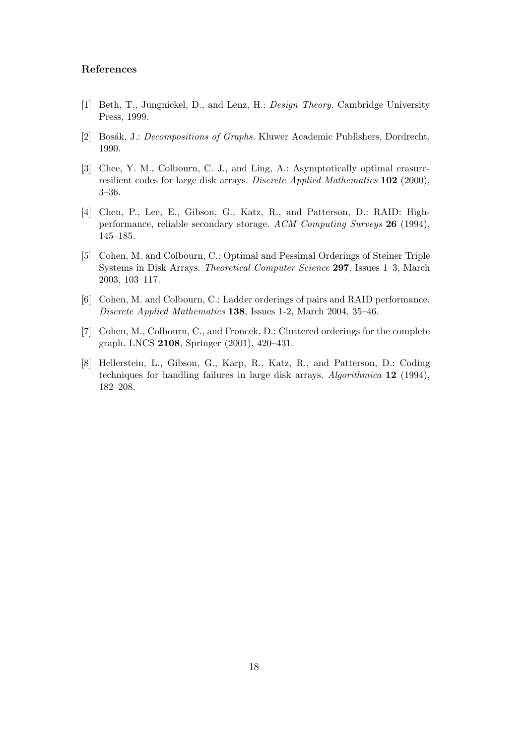## References

[1] Beth, T., Jungnickel, D., and Lenz, H.: *Design Theory.* Cambridge University Press, 1999.

[2] Bosák, J.: *Decompositions of Graphs.* Kluwer Academic Publishers, Dordrecht, 1990.

[3] Chee, Y. M., Colbourn, C. J., and Ling, A.: Asymptotically optimal erasure-resilient codes for large disk arrays. *Discrete Applied Mathematics* **102** (2000), 3–36.

[4] Chen, P., Lee, E., Gibson, G., Katz, R., and Patterson, D.: RAID: High-performance, reliable secondary storage. *ACM Computing Surveys* **26** (1994), 145–185.

[5] Cohen, M. and Colbourn, C.: Optimal and Pessimal Orderings of Steiner Triple Systems in Disk Arrays. *Theoretical Computer Science* **297**, Issues 1–3, March 2003, 103–117.

[6] Cohen, M. and Colbourn, C.: Ladder orderings of pairs and RAID performance. *Discrete Applied Mathematics* **138**, Issues 1-2, March 2004, 35–46.

[7] Cohen, M., Colbourn, C., and Froncek, D.: Cluttered orderings for the complete graph. LNCS **2108**, Springer (2001), 420–431.

[8] Hellerstein, L., Gibson, G., Karp, R., Katz, R., and Patterson, D.: Coding techniques for handling failures in large disk arrays. *Algorithmica* **12** (1994), 182–208.